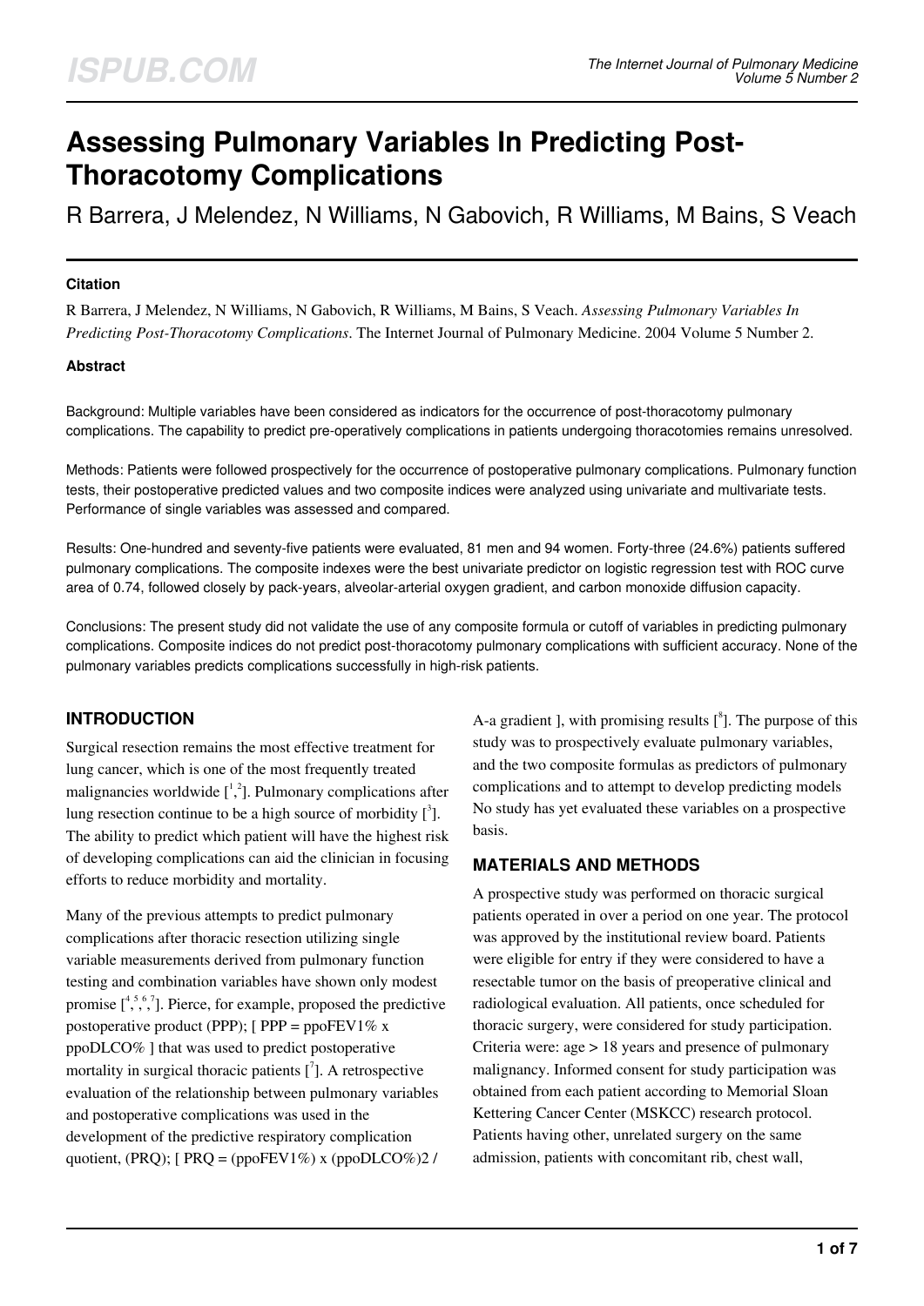# Assessing Pulmonary Variables In Predicting Post-Thoracotomy Complications

R Barrera, J Melendez, N Williams, N Gabovich, R Williams, M Bains, S Veach

#### Citation

R Barrera, J Melendez, N Williams, N Gabovich, R Williams, M Bains, S Veach. *Assessing Pulmonary Variables In Predicting Post-Thoracotomy Complications*. The Internet Journal of Pulmonary Medicine. 2004 Volume 5 Number 2.

#### Abstract

Background: Multiple variables have been considered as indicators for the occurrence of post-thoracotomy pulmonary complications. The capability to predict pre-operatively complications in patients undergoing thoracotomies remains unresolved.

Methods: Patients were followed prospectively for the occurrence of postoperative pulmonary complications. Pulmonary function tests, their postoperative predicted values and two composite indices were analyzed using univariate and multivariate tests. Performance of single variables was assessed and compared.

Results: One-hundred and seventy-five patients were evaluated, 81 men and 94 women. Forty-three (24.6%) patients suffered pulmonary complications. The composite indexes were the best univariate predictor on logistic regression test with ROC curve area of 0.74, followed closely by pack-years, alveolar-arterial oxygen gradient, and carbon monoxide diffusion capacity.

Conclusions: The present study did not validate the use of any composite formula or cutoff of variables in predicting pulmonary complications. Composite indices do not predict post-thoracotomy pulmonary complications with sufficient accuracy. None of the pulmonary variables predicts complications successfully in high-risk patients.

## INTRODUCTION

Surgical resection remains the most effective treatment for lung cancer, which is one of the most frequently treated malignancies worldwide [1,2]. Pulmonary complications after lung resection continue to be a high source of morbidity [3]. The ability to predict which patient will have the highest risk of developing complications can aid the clinician in focusing efforts to reduce morbidity and mortality.

Many of the previous attempts to predict pulmonary complications after thoracic resection utilizing single variable measurements derived from pulmonary function testing and combination variables have shown only modest promise [4,5,6,7]. Pierce, for example, proposed the predictive postoperative product (PPP); [ PPP = ppoFEV1% x ppoDLCO% ] that was used to predict postoperative mortality in surgical thoracic patients [7]. A retrospective evaluation of the relationship between pulmonary variables and postoperative complications was used in the development of the predictive respiratory complication quotient, (PRQ); [ PRQ = (ppoFEV1%) x (ppoDLCO%)2 / A-a gradient ], with promising results [8]. The purpose of this study was to prospectively evaluate pulmonary variables, and the two composite formulas as predictors of pulmonary complications and to attempt to develop predicting models No study has yet evaluated these variables on a prospective basis.

## MATERIALS AND METHODS

A prospective study was performed on thoracic surgical patients operated in over a period on one year. The protocol was approved by the institutional review board. Patients were eligible for entry if they were considered to have a resectable tumor on the basis of preoperative clinical and radiological evaluation. All patients, once scheduled for thoracic surgery, were considered for study participation. Criteria were: age > 18 years and presence of pulmonary malignancy. Informed consent for study participation was obtained from each patient according to Memorial Sloan Kettering Cancer Center (MSKCC) research protocol. Patients having other, unrelated surgery on the same admission, patients with concomitant rib, chest wall,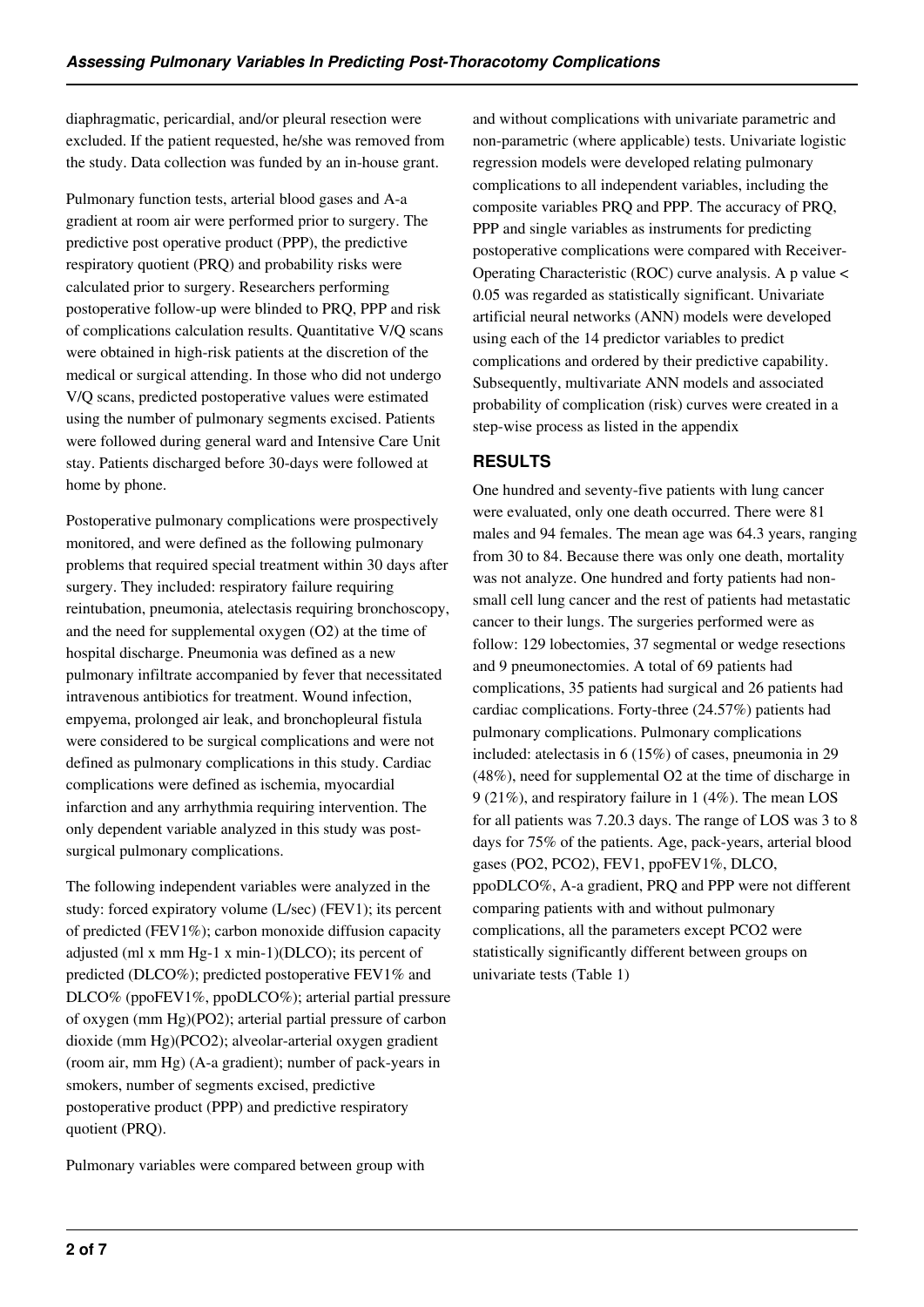diaphragmatic, pericardial, and/or pleural resection were excluded. If the patient requested, he/she was removed from the study. Data collection was funded by an in-house grant.

Pulmonary function tests, arterial blood gases and A-a gradient at room air were performed prior to surgery. The predictive post operative product (PPP), the predictive respiratory quotient (PRQ) and probability risks were calculated prior to surgery. Researchers performing postoperative follow-up were blinded to PRQ, PPP and risk of complications calculation results. Quantitative V/Q scans were obtained in high-risk patients at the discretion of the medical or surgical attending. In those who did not undergo V/Q scans, predicted postoperative values were estimated using the number of pulmonary segments excised. Patients were followed during general ward and Intensive Care Unit stay. Patients discharged before 30-days were followed at home by phone.

Postoperative pulmonary complications were prospectively monitored, and were defined as the following pulmonary problems that required special treatment within 30 days after surgery. They included: respiratory failure requiring reintubation, pneumonia, atelectasis requiring bronchoscopy, and the need for supplemental oxygen ($O_2$) at the time of hospital discharge. Pneumonia was defined as a new pulmonary infiltrate accompanied by fever that necessitated intravenous antibiotics for treatment. Wound infection, empyema, prolonged air leak, and bronchopleural fistula were considered to be surgical complications and were not defined as pulmonary complications in this study. Cardiac complications were defined as ischemia, myocardial infarction and any arrhythmia requiring intervention. The only dependent variable analyzed in this study was post-surgical pulmonary complications.

The following independent variables were analyzed in the study: forced expiratory volume (L/sec) (FEV1); its percent of predicted (FEV1%); carbon monoxide diffusion capacity adjusted (ml x mm $Hg^{-1}$ x $min^{-1}$)(DLCO); its percent of predicted (DLCO%); predicted postoperative FEV1% and DLCO% (ppoFEV1%, ppoDLCO%); arterial partial pressure of oxygen (mm Hg)($PO_2$); arterial partial pressure of carbon dioxide (mm Hg)($PCO_2$); alveolar-arterial oxygen gradient (room air, mm Hg) (A-a gradient); number of pack-years in smokers, number of segments excised, predictive postoperative product (PPP) and predictive respiratory quotient (PRQ).

Pulmonary variables were compared between group with and without complications with univariate parametric and non-parametric (where applicable) tests. Univariate logistic regression models were developed relating pulmonary complications to all independent variables, including the composite variables PRQ and PPP. The accuracy of PRQ, PPP and single variables as instruments for predicting postoperative complications were compared with Receiver-Operating Characteristic (ROC) curve analysis. A p value $< 0.05$ was regarded as statistically significant. Univariate artificial neural networks (ANN) models were developed using each of the 14 predictor variables to predict complications and ordered by their predictive capability. Subsequently, multivariate ANN models and associated probability of complication (risk) curves were created in a step-wise process as listed in the appendix

## RESULTS

One hundred and seventy-five patients with lung cancer were evaluated, only one death occurred. There were 81 males and 94 females. The mean age was 64.3 years, ranging from 30 to 84. Because there was only one death, mortality was not analyze. One hundred and forty patients had non-small cell lung cancer and the rest of patients had metastatic cancer to their lungs. The surgeries performed were as follow: 129 lobectomies, 37 segmental or wedge resections and 9 pneumonectomies. A total of 69 patients had complications, 35 patients had surgical and 26 patients had cardiac complications. Forty-three (24.57%) patients had pulmonary complications. Pulmonary complications included: atelectasis in 6 (15%) of cases, pneumonia in 29 (48%), need for supplemental O2 at the time of discharge in 9 (21%), and respiratory failure in 1 (4%). The mean LOS for all patients was 7.20.3 days. The range of LOS was 3 to 8 days for 75% of the patients. Age, pack-years, arterial blood gases ($PO_2$, $PCO_2$), FEV1, ppoFEV1%, DLCO, ppoDLCO%, A-a gradient, PRQ and PPP were not different comparing patients with and without pulmonary complications, all the parameters except $PCO_2$ were statistically significantly different between groups on univariate tests (Table 1)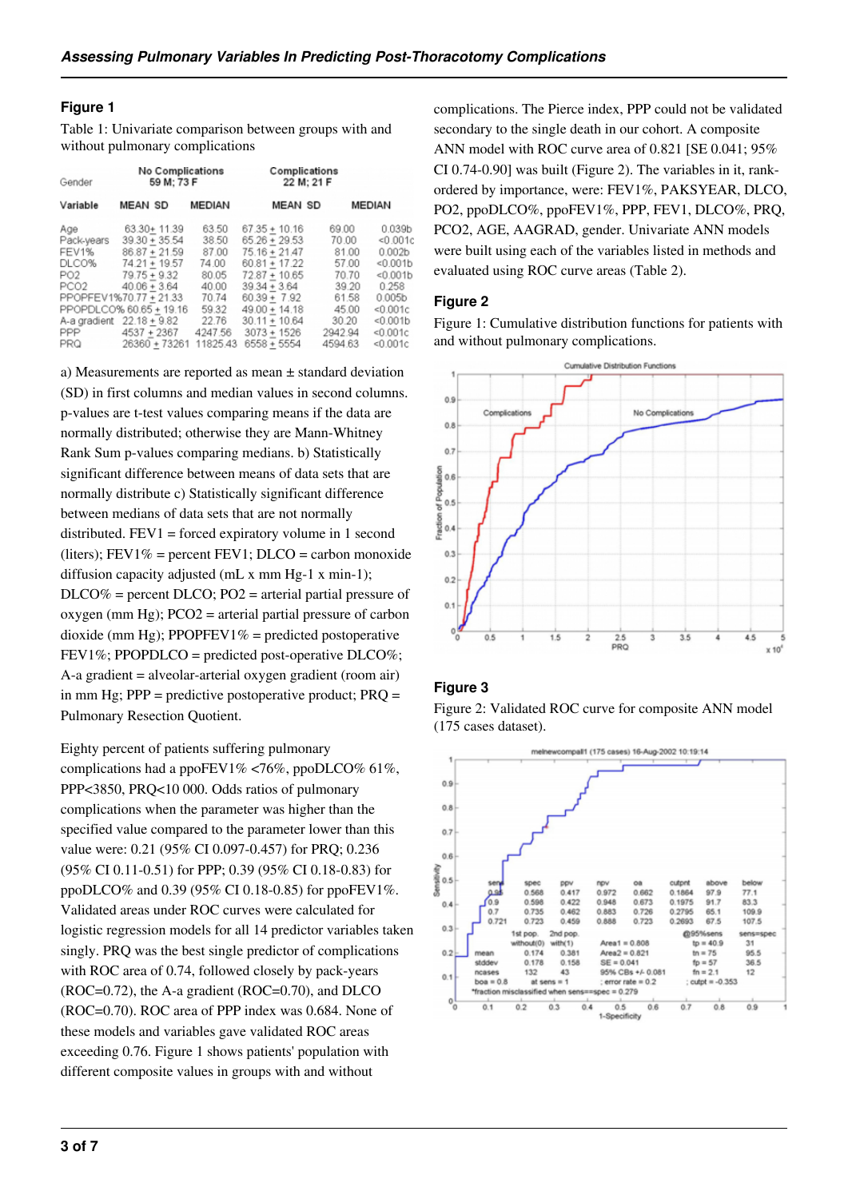## Figure 1

Table 1: Univariate comparison between groups with and without pulmonary complications

| Gender | No Complications 59 M; 73 F | | Complications 22 M; 21 F | | |
|---|---|---|---|---|---|
| Variable | MEAN SD | MEDIAN | MEAN SD | MEDIAN | |
| Age | 63.30 ± 11.39 | 63.50 | 67.35 ± 10.16 | 69.00 | 0.039b |
| Pack-years | 39.30 ± 35.54 | 38.50 | 65.26 ± 29.53 | 70.00 | <0.001c |
| FEV1% | 86.87 ± 21.59 | 87.00 | 75.16 ± 21.47 | 81.00 | 0.002b |
| DLCO% | 74.21 ± 19.57 | 74.00 | 60.81 ± 17.22 | 57.00 | <0.001b |
| PO2 | 79.75 ± 9.32 | 80.05 | 72.87 ± 10.65 | 70.70 | <0.001b |
| PCO2 | 40.06 ± 3.64 | 40.00 | 39.34 ± 3.64 | 39.20 | 0.258 |
| PPOPFEV1% | 70.77 ± 21.33 | 70.74 | 60.39 ± 7.92 | 61.58 | 0.005b |
| PPOPDLCO% | 60.65 ± 19.16 | 59.32 | 49.00 ± 14.18 | 45.00 | <0.001c |
| A-a gradient | 22.18 ± 9.82 | 22.76 | 30.11 ± 10.64 | 30.20 | <0.001b |
| PPP | 4537 ± 2367 | 4247.56 | 3073 ± 1526 | 2942.94 | <0.001c |
| PRQ | 26360 ± 73261 | 11825.43 | 6558 ± 5554 | 4594.63 | <0.001c |

a) Measurements are reported as mean ± standard deviation (SD) in first columns and median values in second columns. p-values are t-test values comparing means if the data are normally distributed; otherwise they are Mann-Whitney Rank Sum p-values comparing medians. b) Statistically significant difference between means of data sets that are normally distribute c) Statistically significant difference between medians of data sets that are not normally distributed. FEV1 = forced expiratory volume in 1 second (liters); FEV1% = percent FEV1; DLCO = carbon monoxide diffusion capacity adjusted (mL x mm Hg-1 x min-1); DLCO% = percent DLCO; PO2 = arterial partial pressure of oxygen (mm Hg); PCO2 = arterial partial pressure of carbon dioxide (mm Hg); PPOPFEV1% = predicted postoperative FEV1%; PPOPDLCO = predicted post-operative DLCO%; A-a gradient = alveolar-arterial oxygen gradient (room air) in mm Hg; PPP = predictive postoperative product; PRQ = Pulmonary Resection Quotient.

Eighty percent of patients suffering pulmonary complications had a ppoFEV1% <76%, ppoDLCO% 61%, PPP<3850, PRQ<10 000. Odds ratios of pulmonary complications when the parameter was higher than the specified value compared to the parameter lower than this value were: 0.21 (95% CI 0.097-0.457) for PRQ; 0.236 (95% CI 0.11-0.51) for PPP; 0.39 (95% CI 0.18-0.83) for ppoDLCO% and 0.39 (95% CI 0.18-0.85) for ppoFEV1%. Validated areas under ROC curves were calculated for logistic regression models for all 14 predictor variables taken singly. PRQ was the best single predictor of complications with ROC area of 0.74, followed closely by pack-years (ROC=0.72), the A-a gradient (ROC=0.70), and DLCO (ROC=0.70). ROC area of PPP index was 0.684. None of these models and variables gave validated ROC areas exceeding 0.76. Figure 1 shows patients' population with different composite values in groups with and without complications. The Pierce index, PPP could not be validated secondary to the single death in our cohort. A composite ANN model with ROC curve area of 0.821 [SE 0.041; 95% CI 0.74-0.90] was built (Figure 2). The variables in it, rank-ordered by importance, were: FEV1%, PAKSYEAR, DLCO, PO2, ppoDLCO%, ppoFEV1%, PPP, FEV1, DLCO%, PRQ, PCO2, AGE, AAGRAD, gender. Univariate ANN models were built using each of the variables listed in methods and evaluated using ROC curve areas (Table 2).

## Figure 2

Figure 1: Cumulative distribution functions for patients with and without pulmonary complications.

Cumulative Distribution Functions
Complications
No Complications
Fraction of Population
PRQ
x 10^4

## Figure 3

Figure 2: Validated ROC curve for composite ANN model (175 cases dataset).

melnewcompall1 (175 cases) 16-Aug-2002 10:19:14
Sensitivity
1-Specificity

sens spec ppv npv oa cutpnt above below
0.95 0.568 0.417 0.972 0.662 0.1864 97.9 77.1
0.9 0.598 0.422 0.948 0.673 0.1975 91.7 83.3
0.7 0.735 0.462 0.883 0.726 0.2795 65.1 109.9
0.721 0.723 0.459 0.888 0.723 0.2693 67.5 107.5

1st pop. without(0) 2nd pop. with(1)
mean 0.174 0.381
stddev 0.178 0.158
ncases 132 43
boa = 0.8 at sens = 1
Area1 = 0.808
Area2 = 0.821
SE = 0.041
95% CBs +/- 0.081
; error rate = 0.2
@95%sens tp = 40.9 tn = 75 fp = 57 fn = 2.1 ; cutpt = -0.353
sens=spec 31 95.5 36.5 12
*fraction misclassified when sens==spec = 0.279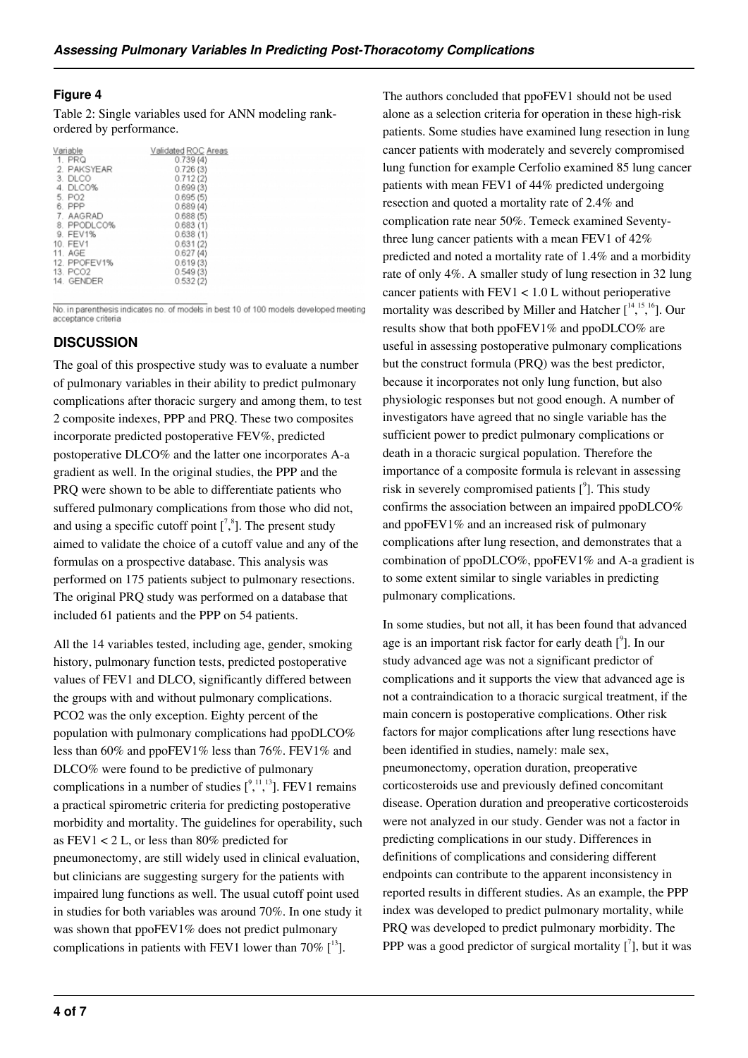## Figure 4

Table 2: Single variables used for ANN modeling rank-ordered by performance.

| Variable | Validated ROC Areas |
|---|---|
| 1. PRQ | 0.739 (4) |
| 2. PAKSYEAR | 0.726 (3) |
| 3. DLCO | 0.712 (2) |
| 4. DLCO% | 0.699 (3) |
| 5. PO2 | 0.695 (5) |
| 6. PPP | 0.689 (4) |
| 7. AAGRAD | 0.688 (5) |
| 8. PPODLCO% | 0.683 (1) |
| 9. FEV1% | 0.638 (1) |
| 10. FEV1 | 0.631 (2) |
| 11. AGE | 0.627 (4) |
| 12. PPOFEV1% | 0.619 (3) |
| 13. PCO2 | 0.549 (3) |
| 14. GENDER | 0.532 (2) |

No. in parenthesis indicates no. of models in best 10 of 100 models developed meeting acceptance criteria

## DISCUSSION

The goal of this prospective study was to evaluate a number of pulmonary variables in their ability to predict pulmonary complications after thoracic surgery and among them, to test 2 composite indexes, PPP and PRQ. These two composites incorporate predicted postoperative FEV%, predicted postoperative DLCO% and the latter one incorporates A-a gradient as well. In the original studies, the PPP and the PRQ were shown to be able to differentiate patients who suffered pulmonary complications from those who did not, and using a specific cutoff point [7,8]. The present study aimed to validate the choice of a cutoff value and any of the formulas on a prospective database. This analysis was performed on 175 patients subject to pulmonary resections. The original PRQ study was performed on a database that included 61 patients and the PPP on 54 patients.

All the 14 variables tested, including age, gender, smoking history, pulmonary function tests, predicted postoperative values of FEV1 and DLCO, significantly differed between the groups with and without pulmonary complications. PCO2 was the only exception. Eighty percent of the population with pulmonary complications had ppoDLCO% less than 60% and ppoFEV1% less than 76%. FEV1% and DLCO% were found to be predictive of pulmonary complications in a number of studies [9,11,13]. FEV1 remains a practical spirometric criteria for predicting postoperative morbidity and mortality. The guidelines for operability, such as FEV1 < 2 L, or less than 80% predicted for pneumonectomy, are still widely used in clinical evaluation, but clinicians are suggesting surgery for the patients with impaired lung functions as well. The usual cutoff point used in studies for both variables was around 70%. In one study it was shown that ppoFEV1% does not predict pulmonary complications in patients with FEV1 lower than 70% [13].

The authors concluded that ppoFEV1 should not be used alone as a selection criteria for operation in these high-risk patients. Some studies have examined lung resection in lung cancer patients with moderately and severely compromised lung function for example Cerfolio examined 85 lung cancer patients with mean FEV1 of 44% predicted undergoing resection and quoted a mortality rate of 2.4% and complication rate near 50%. Temeck examined Seventy-three lung cancer patients with a mean FEV1 of 42% predicted and noted a mortality rate of 1.4% and a morbidity rate of only 4%. A smaller study of lung resection in 32 lung cancer patients with FEV1 < 1.0 L without perioperative mortality was described by Miller and Hatcher [14,15,16]. Our results show that both ppoFEV1% and ppoDLCO% are useful in assessing postoperative pulmonary complications but the construct formula (PRQ) was the best predictor, because it incorporates not only lung function, but also physiologic responses but not good enough. A number of investigators have agreed that no single variable has the sufficient power to predict pulmonary complications or death in a thoracic surgical population. Therefore the importance of a composite formula is relevant in assessing risk in severely compromised patients [9]. This study confirms the association between an impaired ppoDLCO% and ppoFEV1% and an increased risk of pulmonary complications after lung resection, and demonstrates that a combination of ppoDLCO%, ppoFEV1% and A-a gradient is to some extent similar to single variables in predicting pulmonary complications.

In some studies, but not all, it has been found that advanced age is an important risk factor for early death [9]. In our study advanced age was not a significant predictor of complications and it supports the view that advanced age is not a contraindication to a thoracic surgical treatment, if the main concern is postoperative complications. Other risk factors for major complications after lung resections have been identified in studies, namely: male sex, pneumonectomy, operation duration, preoperative corticosteroids use and previously defined concomitant disease. Operation duration and preoperative corticosteroids were not analyzed in our study. Gender was not a factor in predicting complications in our study. Differences in definitions of complications and considering different endpoints can contribute to the apparent inconsistency in reported results in different studies. As an example, the PPP index was developed to predict pulmonary mortality, while PRQ was developed to predict pulmonary morbidity. The PPP was a good predictor of surgical mortality [7], but it was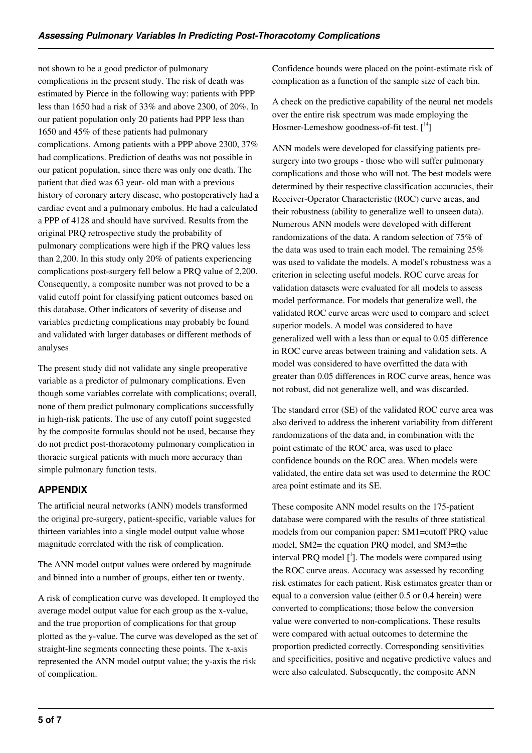not shown to be a good predictor of pulmonary complications in the present study. The risk of death was estimated by Pierce in the following way: patients with PPP less than 1650 had a risk of 33% and above 2300, of 20%. In our patient population only 20 patients had PPP less than 1650 and 45% of these patients had pulmonary complications. Among patients with a PPP above 2300, 37% had complications. Prediction of deaths was not possible in our patient population, since there was only one death. The patient that died was 63 year- old man with a previous history of coronary artery disease, who postoperatively had a cardiac event and a pulmonary embolus. He had a calculated a PPP of 4128 and should have survived. Results from the original PRQ retrospective study the probability of pulmonary complications were high if the PRQ values less than 2,200. In this study only 20% of patients experiencing complications post-surgery fell below a PRQ value of 2,200. Consequently, a composite number was not proved to be a valid cutoff point for classifying patient outcomes based on this database. Other indicators of severity of disease and variables predicting complications may probably be found and validated with larger databases or different methods of analyses

The present study did not validate any single preoperative variable as a predictor of pulmonary complications. Even though some variables correlate with complications; overall, none of them predict pulmonary complications successfully in high-risk patients. The use of any cutoff point suggested by the composite formulas should not be used, because they do not predict post-thoracotomy pulmonary complication in thoracic surgical patients with much more accuracy than simple pulmonary function tests.

## APPENDIX

The artificial neural networks (ANN) models transformed the original pre-surgery, patient-specific, variable values for thirteen variables into a single model output value whose magnitude correlated with the risk of complication.

The ANN model output values were ordered by magnitude and binned into a number of groups, either ten or twenty.

A risk of complication curve was developed. It employed the average model output value for each group as the x-value, and the true proportion of complications for that group plotted as the y-value. The curve was developed as the set of straight-line segments connecting these points. The x-axis represented the ANN model output value; the y-axis the risk of complication.

Confidence bounds were placed on the point-estimate risk of complication as a function of the sample size of each bin.

A check on the predictive capability of the neural net models over the entire risk spectrum was made employing the Hosmer-Lemeshow goodness-of-fit test. [14]

ANN models were developed for classifying patients pre-surgery into two groups - those who will suffer pulmonary complications and those who will not. The best models were determined by their respective classification accuracies, their Receiver-Operator Characteristic (ROC) curve areas, and their robustness (ability to generalize well to unseen data). Numerous ANN models were developed with different randomizations of the data. A random selection of 75% of the data was used to train each model. The remaining 25% was used to validate the models. A model's robustness was a criterion in selecting useful models. ROC curve areas for validation datasets were evaluated for all models to assess model performance. For models that generalize well, the validated ROC curve areas were used to compare and select superior models. A model was considered to have generalized well with a less than or equal to 0.05 difference in ROC curve areas between training and validation sets. A model was considered to have overfitted the data with greater than 0.05 differences in ROC curve areas, hence was not robust, did not generalize well, and was discarded.

The standard error (SE) of the validated ROC curve area was also derived to address the inherent variability from different randomizations of the data and, in combination with the point estimate of the ROC area, was used to place confidence bounds on the ROC area. When models were validated, the entire data set was used to determine the ROC area point estimate and its SE.

These composite ANN model results on the 175-patient database were compared with the results of three statistical models from our companion paper: SM1=cutoff PRQ value model, SM2= the equation PRQ model, and SM3=the interval PRQ model [1]. The models were compared using the ROC curve areas. Accuracy was assessed by recording risk estimates for each patient. Risk estimates greater than or equal to a conversion value (either 0.5 or 0.4 herein) were converted to complications; those below the conversion value were converted to non-complications. These results were compared with actual outcomes to determine the proportion predicted correctly. Corresponding sensitivities and specificities, positive and negative predictive values and were also calculated. Subsequently, the composite ANN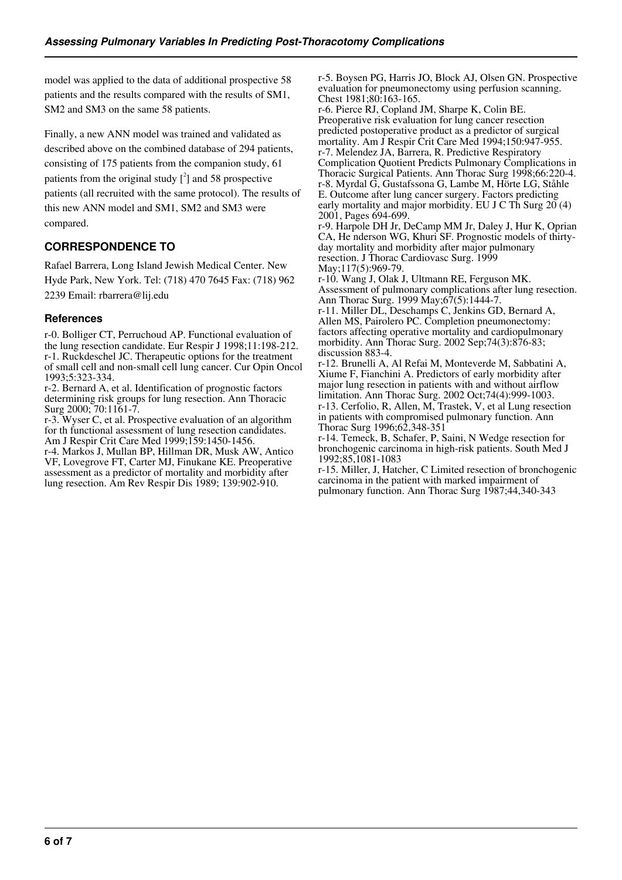model was applied to the data of additional prospective 58 patients and the results compared with the results of SM1, SM2 and SM3 on the same 58 patients.

Finally, a new ANN model was trained and validated as described above on the combined database of 294 patients, consisting of 175 patients from the companion study, 61 patients from the original study [2] and 58 prospective patients (all recruited with the same protocol). The results of this new ANN model and SM1, SM2 and SM3 were compared.

## CORRESPONDENCE TO

Rafael Barrera, Long Island Jewish Medical Center. New Hyde Park, New York. Tel: (718) 470 7645 Fax: (718) 962 2239 Email: rbarrera@lij.edu

### References

r-0. Bolliger CT, Perruchoud AP. Functional evaluation of the lung resection candidate. Eur Respir J 1998;11:198-212.
r-1. Ruckdeschel JC. Therapeutic options for the treatment of small cell and non-small cell lung cancer. Cur Opin Oncol 1993;5:323-334.
r-2. Bernard A, et al. Identification of prognostic factors determining risk groups for lung resection. Ann Thoracic Surg 2000; 70:1161-7.
r-3. Wyser C, et al. Prospective evaluation of an algorithm for th functional assessment of lung resection candidates. Am J Respir Crit Care Med 1999;159:1450-1456.
r-4. Markos J, Mullan BP, Hillman DR, Musk AW, Antico VF, Lovegrove FT, Carter MJ, Finukane KE. Preoperative assessment as a predictor of mortality and morbidity after lung resection. Am Rev Respir Dis 1989; 139:902-910.
r-5. Boysen PG, Harris JO, Block AJ, Olsen GN. Prospective evaluation for pneumonectomy using perfusion scanning. Chest 1981;80:163-165.
r-6. Pierce RJ, Copland JM, Sharpe K, Colin BE. Preoperative risk evaluation for lung cancer resection predicted postoperative product as a predictor of surgical mortality. Am J Respir Crit Care Med 1994;150:947-955.
r-7. Melendez JA, Barrera, R. Predictive Respiratory Complication Quotient Predicts Pulmonary Complications in Thoracic Surgical Patients. Ann Thorac Surg 1998;66:220-4.
r-8. Myrdal G, Gustafssona G, Lambe M, Hörte LG, Ståhle E. Outcome after lung cancer surgery. Factors predicting early mortality and major morbidity. EU J C Th Surg 20 (4) 2001, Pages 694-699.
r-9. Harpole DH Jr, DeCamp MM Jr, Daley J, Hur K, Oprian CA, He nderson WG, Khuri SF. Prognostic models of thirty-day mortality and morbidity after major pulmonary resection. J Thorac Cardiovasc Surg. 1999 May;117(5):969-79.
r-10. Wang J, Olak J, Ultmann RE, Ferguson MK. Assessment of pulmonary complications after lung resection. Ann Thorac Surg. 1999 May;67(5):1444-7.
r-11. Miller DL, Deschamps C, Jenkins GD, Bernard A, Allen MS, Pairolero PC. Completion pneumonectomy: factors affecting operative mortality and cardiopulmonary morbidity. Ann Thorac Surg. 2002 Sep;74(3):876-83; discussion 883-4.
r-12. Brunelli A, Al Refai M, Monteverde M, Sabbatini A, Xiume F, Fianchini A. Predictors of early morbidity after major lung resection in patients with and without airflow limitation. Ann Thorac Surg. 2002 Oct;74(4):999-1003.
r-13. Cerfolio, R, Allen, M, Trastek, V, et al Lung resection in patients with compromised pulmonary function. Ann Thorac Surg 1996;62,348-351
r-14. Temeck, B, Schafer, P, Saini, N Wedge resection for bronchogenic carcinoma in high-risk patients. South Med J 1992;85,1081-1083
r-15. Miller, J, Hatcher, C Limited resection of bronchogenic carcinoma in the patient with marked impairment of pulmonary function. Ann Thorac Surg 1987;44,340-343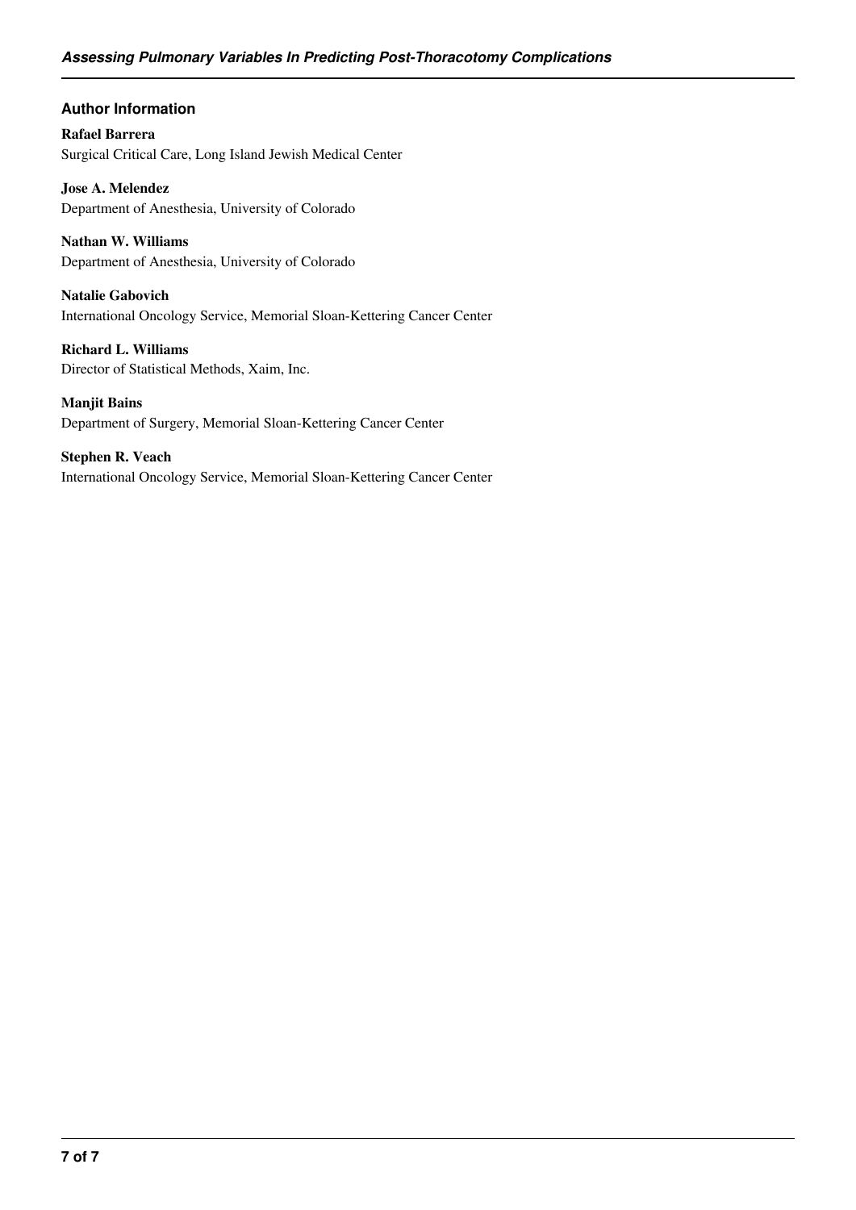## Author Information

**Rafael Barrera**
Surgical Critical Care, Long Island Jewish Medical Center

**Jose A. Melendez**
Department of Anesthesia, University of Colorado

**Nathan W. Williams**
Department of Anesthesia, University of Colorado

**Natalie Gabovich**
International Oncology Service, Memorial Sloan-Kettering Cancer Center

**Richard L. Williams**
Director of Statistical Methods, Xaim, Inc.

**Manjit Bains**
Department of Surgery, Memorial Sloan-Kettering Cancer Center

**Stephen R. Veach**
International Oncology Service, Memorial Sloan-Kettering Cancer Center